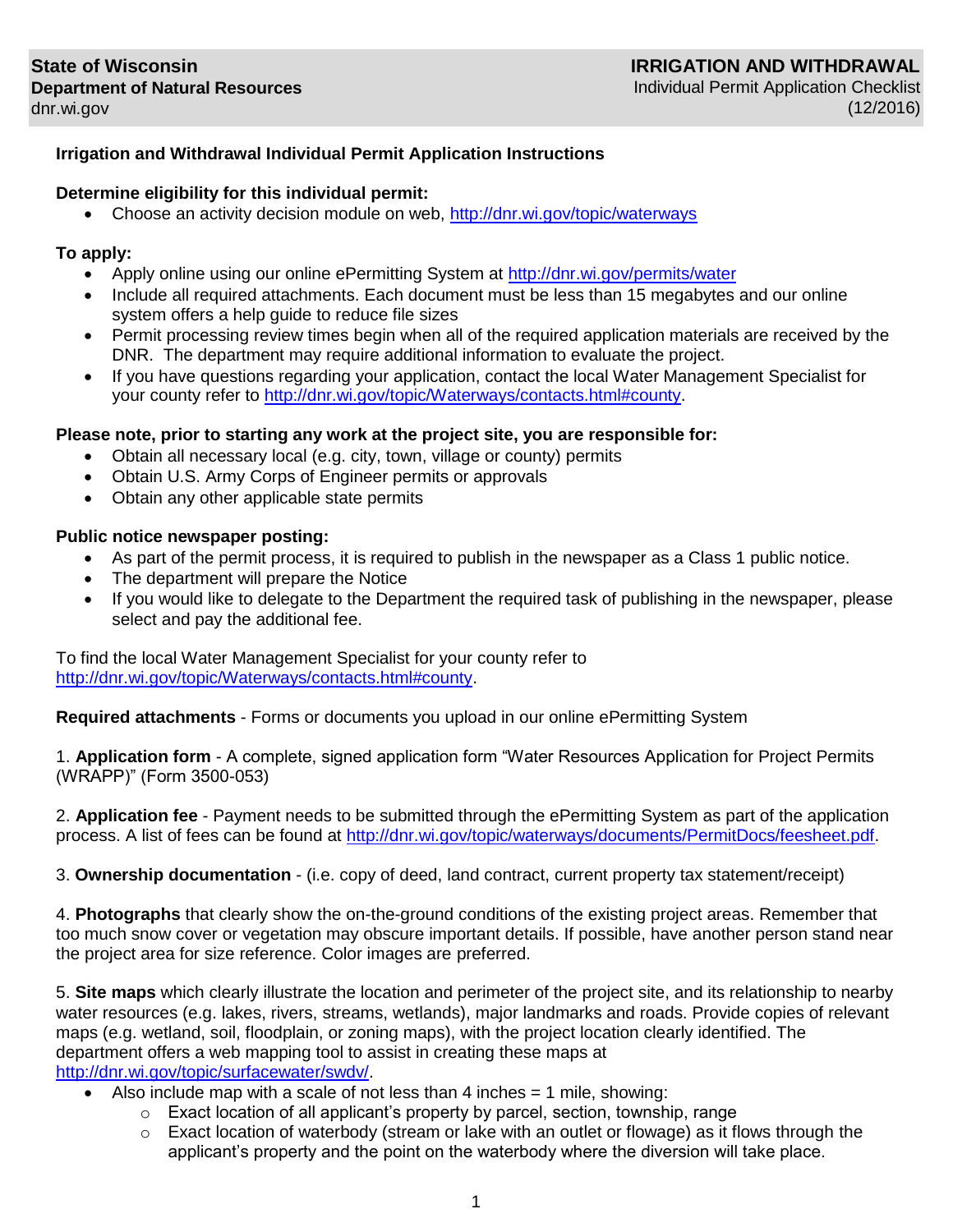**State of Wisconsin**
**Department of Natural Resources**
dnr.wi.gov

**IRRIGATION AND WITHDRAWAL**
Individual Permit Application Checklist
(12/2016)

## Irrigation and Withdrawal Individual Permit Application Instructions

**Determine eligibility for this individual permit:**

- Choose an activity decision module on web, http://dnr.wi.gov/topic/waterways

**To apply:**

- Apply online using our online ePermitting System at http://dnr.wi.gov/permits/water
- Include all required attachments. Each document must be less than 15 megabytes and our online system offers a help guide to reduce file sizes
- Permit processing review times begin when all of the required application materials are received by the DNR. The department may require additional information to evaluate the project.
- If you have questions regarding your application, contact the local Water Management Specialist for your county refer to http://dnr.wi.gov/topic/Waterways/contacts.html#county.

**Please note, prior to starting any work at the project site, you are responsible for:**

- Obtain all necessary local (e.g. city, town, village or county) permits
- Obtain U.S. Army Corps of Engineer permits or approvals
- Obtain any other applicable state permits

**Public notice newspaper posting:**

- As part of the permit process, it is required to publish in the newspaper as a Class 1 public notice.
- The department will prepare the Notice
- If you would like to delegate to the Department the required task of publishing in the newspaper, please select and pay the additional fee.

To find the local Water Management Specialist for your county refer to http://dnr.wi.gov/topic/Waterways/contacts.html#county.

**Required attachments** - Forms or documents you upload in our online ePermitting System

1. **Application form** - A complete, signed application form "Water Resources Application for Project Permits (WRAPP)" (Form 3500-053)

2. **Application fee** - Payment needs to be submitted through the ePermitting System as part of the application process. A list of fees can be found at http://dnr.wi.gov/topic/waterways/documents/PermitDocs/feesheet.pdf.

3. **Ownership documentation** - (i.e. copy of deed, land contract, current property tax statement/receipt)

4. **Photographs** that clearly show the on-the-ground conditions of the existing project areas. Remember that too much snow cover or vegetation may obscure important details. If possible, have another person stand near the project area for size reference. Color images are preferred.

5. **Site maps** which clearly illustrate the location and perimeter of the project site, and its relationship to nearby water resources (e.g. lakes, rivers, streams, wetlands), major landmarks and roads. Provide copies of relevant maps (e.g. wetland, soil, floodplain, or zoning maps), with the project location clearly identified. The department offers a web mapping tool to assist in creating these maps at http://dnr.wi.gov/topic/surfacewater/swdv/.

- Also include map with a scale of not less than 4 inches = 1 mile, showing:
  - Exact location of all applicant's property by parcel, section, township, range
  - Exact location of waterbody (stream or lake with an outlet or flowage) as it flows through the applicant's property and the point on the waterbody where the diversion will take place.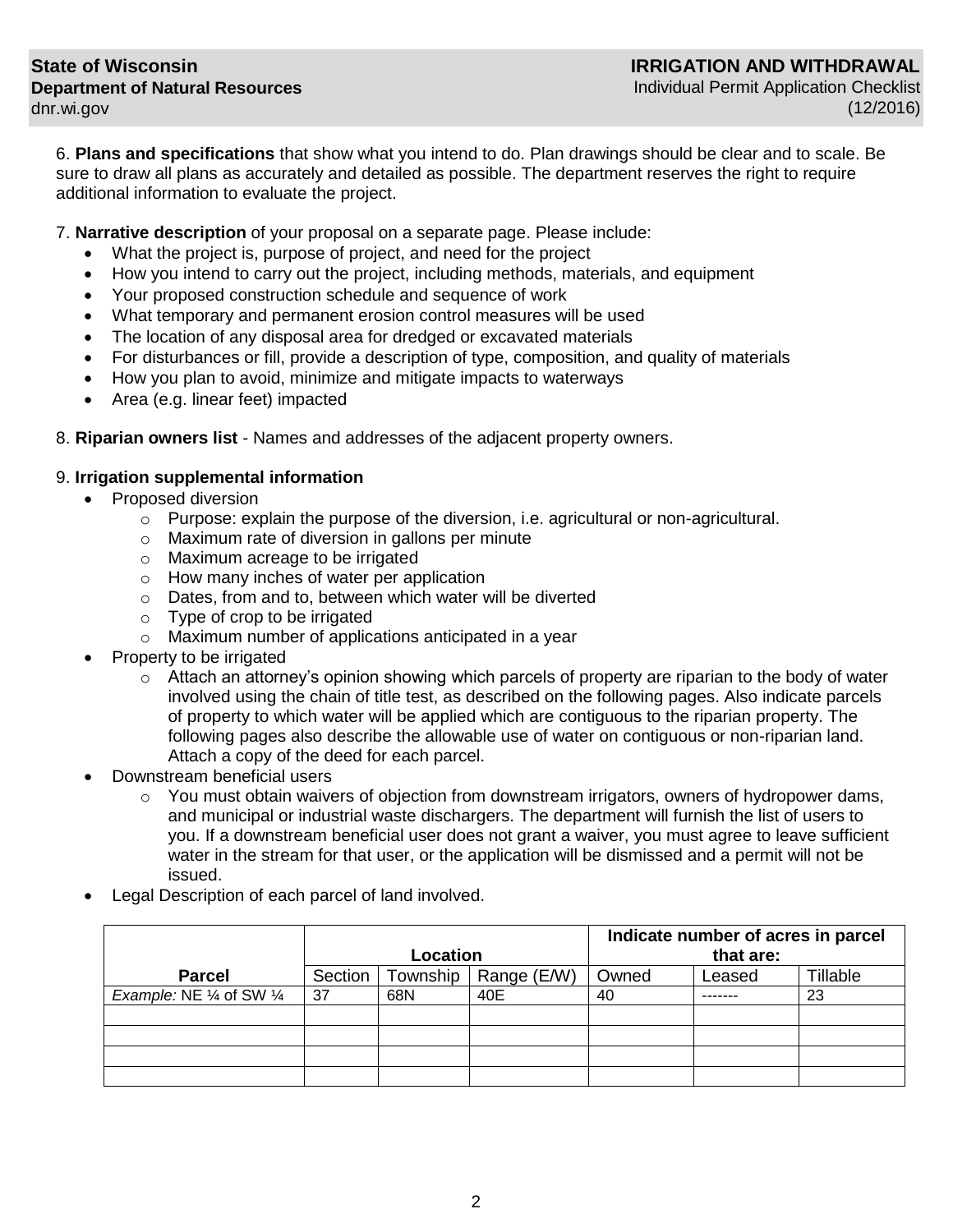6. **Plans and specifications** that show what you intend to do. Plan drawings should be clear and to scale. Be sure to draw all plans as accurately and detailed as possible. The department reserves the right to require additional information to evaluate the project.

7. **Narrative description** of your proposal on a separate page. Please include:

- What the project is, purpose of project, and need for the project
- How you intend to carry out the project, including methods, materials, and equipment
- Your proposed construction schedule and sequence of work
- What temporary and permanent erosion control measures will be used
- The location of any disposal area for dredged or excavated materials
- For disturbances or fill, provide a description of type, composition, and quality of materials
- How you plan to avoid, minimize and mitigate impacts to waterways
- Area (e.g. linear feet) impacted

8. **Riparian owners list** - Names and addresses of the adjacent property owners.

9. **Irrigation supplemental information**

- Proposed diversion
  - Purpose: explain the purpose of the diversion, i.e. agricultural or non-agricultural.
  - Maximum rate of diversion in gallons per minute
  - Maximum acreage to be irrigated
  - How many inches of water per application
  - Dates, from and to, between which water will be diverted
  - Type of crop to be irrigated
  - Maximum number of applications anticipated in a year
- Property to be irrigated
  - Attach an attorney's opinion showing which parcels of property are riparian to the body of water involved using the chain of title test, as described on the following pages. Also indicate parcels of property to which water will be applied which are contiguous to the riparian property. The following pages also describe the allowable use of water on contiguous or non-riparian land. Attach a copy of the deed for each parcel.
- Downstream beneficial users
  - You must obtain waivers of objection from downstream irrigators, owners of hydropower dams, and municipal or industrial waste dischargers. The department will furnish the list of users to you. If a downstream beneficial user does not grant a waiver, you must agree to leave sufficient water in the stream for that user, or the application will be dismissed and a permit will not be issued.
- Legal Description of each parcel of land involved.

| | Location | | | Indicate number of acres in parcel that are: | | |
|---|---|---|---|---|---|---|
| **Parcel** | Section | Township | Range (E/W) | Owned | Leased | Tillable |
| *Example:* NE ¼ of SW ¼ | 37 | 68N | 40E | 40 | ------- | 23 |
| | | | | | | |
| | | | | | | |
| | | | | | | |
| | | | | | | |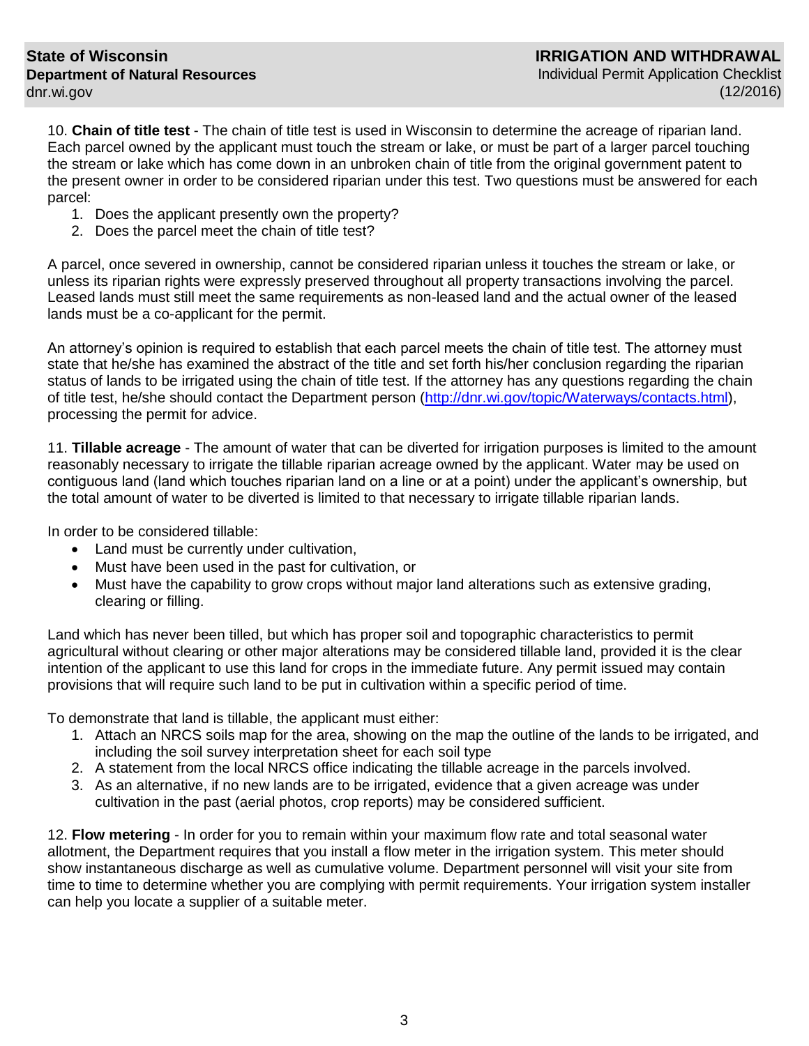10. **Chain of title test** - The chain of title test is used in Wisconsin to determine the acreage of riparian land. Each parcel owned by the applicant must touch the stream or lake, or must be part of a larger parcel touching the stream or lake which has come down in an unbroken chain of title from the original government patent to the present owner in order to be considered riparian under this test. Two questions must be answered for each parcel:

1. Does the applicant presently own the property?
2. Does the parcel meet the chain of title test?

A parcel, once severed in ownership, cannot be considered riparian unless it touches the stream or lake, or unless its riparian rights were expressly preserved throughout all property transactions involving the parcel. Leased lands must still meet the same requirements as non-leased land and the actual owner of the leased lands must be a co-applicant for the permit.

An attorney's opinion is required to establish that each parcel meets the chain of title test. The attorney must state that he/she has examined the abstract of the title and set forth his/her conclusion regarding the riparian status of lands to be irrigated using the chain of title test. If the attorney has any questions regarding the chain of title test, he/she should contact the Department person ([http://dnr.wi.gov/topic/Waterways/contacts.html](http://dnr.wi.gov/topic/Waterways/contacts.html)), processing the permit for advice.

11. **Tillable acreage** - The amount of water that can be diverted for irrigation purposes is limited to the amount reasonably necessary to irrigate the tillable riparian acreage owned by the applicant. Water may be used on contiguous land (land which touches riparian land on a line or at a point) under the applicant's ownership, but the total amount of water to be diverted is limited to that necessary to irrigate tillable riparian lands.

In order to be considered tillable:

- Land must be currently under cultivation,
- Must have been used in the past for cultivation, or
- Must have the capability to grow crops without major land alterations such as extensive grading, clearing or filling.

Land which has never been tilled, but which has proper soil and topographic characteristics to permit agricultural without clearing or other major alterations may be considered tillable land, provided it is the clear intention of the applicant to use this land for crops in the immediate future. Any permit issued may contain provisions that will require such land to be put in cultivation within a specific period of time.

To demonstrate that land is tillable, the applicant must either:

1. Attach an NRCS soils map for the area, showing on the map the outline of the lands to be irrigated, and including the soil survey interpretation sheet for each soil type
2. A statement from the local NRCS office indicating the tillable acreage in the parcels involved.
3. As an alternative, if no new lands are to be irrigated, evidence that a given acreage was under cultivation in the past (aerial photos, crop reports) may be considered sufficient.

12. **Flow metering** - In order for you to remain within your maximum flow rate and total seasonal water allotment, the Department requires that you install a flow meter in the irrigation system. This meter should show instantaneous discharge as well as cumulative volume. Department personnel will visit your site from time to time to determine whether you are complying with permit requirements. Your irrigation system installer can help you locate a supplier of a suitable meter.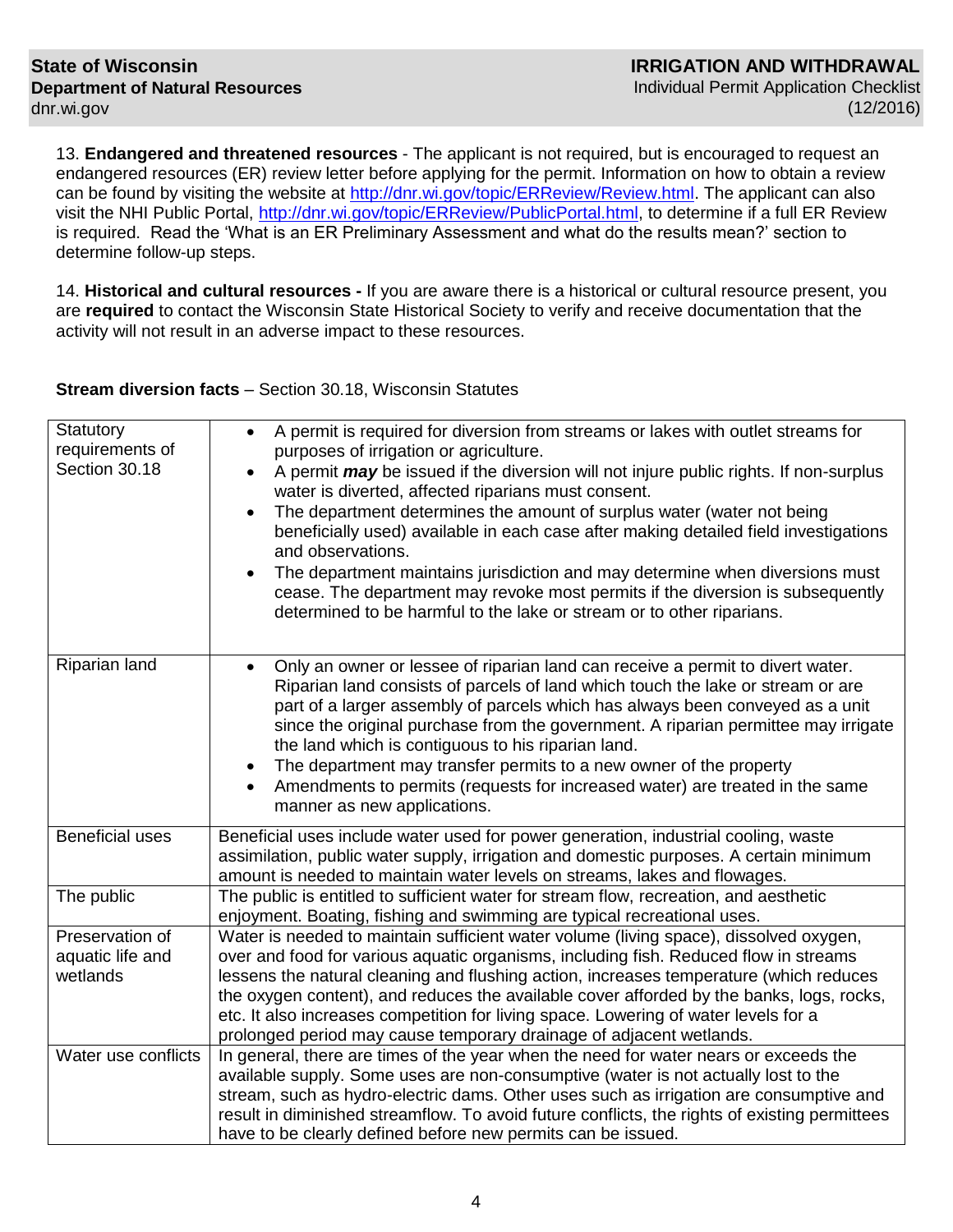13. **Endangered and threatened resources** - The applicant is not required, but is encouraged to request an endangered resources (ER) review letter before applying for the permit. Information on how to obtain a review can be found by visiting the website at http://dnr.wi.gov/topic/ERReview/Review.html. The applicant can also visit the NHI Public Portal, http://dnr.wi.gov/topic/ERReview/PublicPortal.html, to determine if a full ER Review is required. Read the 'What is an ER Preliminary Assessment and what do the results mean?' section to determine follow-up steps.

14. **Historical and cultural resources -** If you are aware there is a historical or cultural resource present, you are **required** to contact the Wisconsin State Historical Society to verify and receive documentation that the activity will not result in an adverse impact to these resources.

**Stream diversion facts** – Section 30.18, Wisconsin Statutes

| | |
|---|---|
| Statutory requirements of Section 30.18 | • A permit is required for diversion from streams or lakes with outlet streams for purposes of irrigation or agriculture.<br>• A permit ***may*** be issued if the diversion will not injure public rights. If non-surplus water is diverted, affected riparians must consent.<br>• The department determines the amount of surplus water (water not being beneficially used) available in each case after making detailed field investigations and observations.<br>• The department maintains jurisdiction and may determine when diversions must cease. The department may revoke most permits if the diversion is subsequently determined to be harmful to the lake or stream or to other riparians. |
| Riparian land | • Only an owner or lessee of riparian land can receive a permit to divert water. Riparian land consists of parcels of land which touch the lake or stream or are part of a larger assembly of parcels which has always been conveyed as a unit since the original purchase from the government. A riparian permittee may irrigate the land which is contiguous to his riparian land.<br>• The department may transfer permits to a new owner of the property<br>• Amendments to permits (requests for increased water) are treated in the same manner as new applications. |
| Beneficial uses | Beneficial uses include water used for power generation, industrial cooling, waste assimilation, public water supply, irrigation and domestic purposes. A certain minimum amount is needed to maintain water levels on streams, lakes and flowages. |
| The public | The public is entitled to sufficient water for stream flow, recreation, and aesthetic enjoyment. Boating, fishing and swimming are typical recreational uses. |
| Preservation of aquatic life and wetlands | Water is needed to maintain sufficient water volume (living space), dissolved oxygen, over and food for various aquatic organisms, including fish. Reduced flow in streams lessens the natural cleaning and flushing action, increases temperature (which reduces the oxygen content), and reduces the available cover afforded by the banks, logs, rocks, etc. It also increases competition for living space. Lowering of water levels for a prolonged period may cause temporary drainage of adjacent wetlands. |
| Water use conflicts | In general, there are times of the year when the need for water nears or exceeds the available supply. Some uses are non-consumptive (water is not actually lost to the stream, such as hydro-electric dams. Other uses such as irrigation are consumptive and result in diminished streamflow. To avoid future conflicts, the rights of existing permittees have to be clearly defined before new permits can be issued. |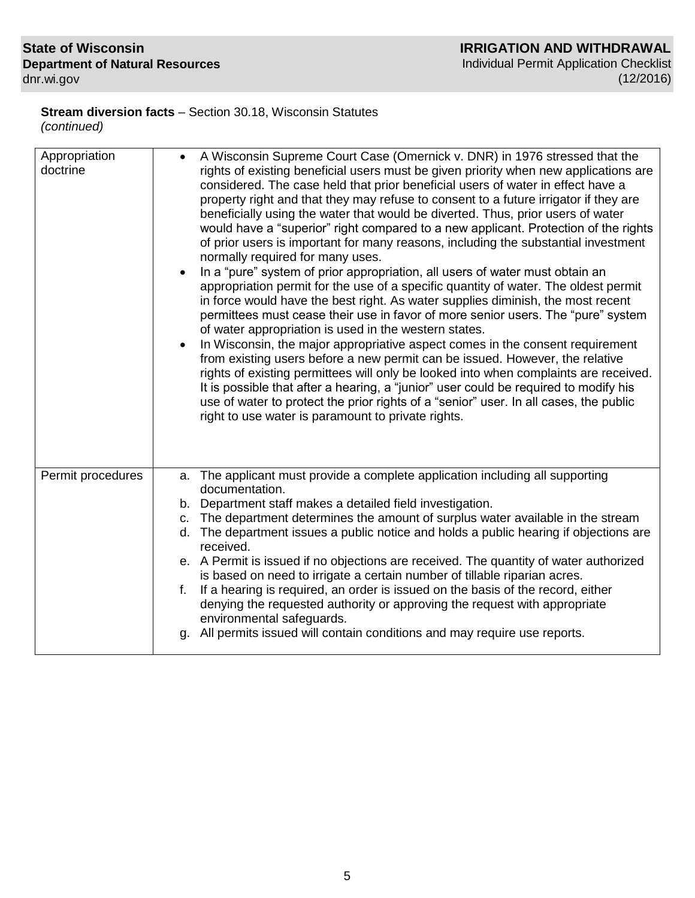**Stream diversion facts** – Section 30.18, Wisconsin Statutes
*(continued)*

| | |
|---|---|
| Appropriation doctrine | • A Wisconsin Supreme Court Case (Omernick v. DNR) in 1976 stressed that the rights of existing beneficial users must be given priority when new applications are considered. The case held that prior beneficial users of water in effect have a property right and that they may refuse to consent to a future irrigator if they are beneficially using the water that would be diverted. Thus, prior users of water would have a "superior" right compared to a new applicant. Protection of the rights of prior users is important for many reasons, including the substantial investment normally required for many uses.<br>• In a "pure" system of prior appropriation, all users of water must obtain an appropriation permit for the use of a specific quantity of water. The oldest permit in force would have the best right. As water supplies diminish, the most recent permittees must cease their use in favor of more senior users. The "pure" system of water appropriation is used in the western states.<br>• In Wisconsin, the major appropriative aspect comes in the consent requirement from existing users before a new permit can be issued. However, the relative rights of existing permittees will only be looked into when complaints are received. It is possible that after a hearing, a "junior" user could be required to modify his use of water to protect the prior rights of a "senior" user. In all cases, the public right to use water is paramount to private rights. |
| Permit procedures | a. The applicant must provide a complete application including all supporting documentation.<br>b. Department staff makes a detailed field investigation.<br>c. The department determines the amount of surplus water available in the stream<br>d. The department issues a public notice and holds a public hearing if objections are received.<br>e. A Permit is issued if no objections are received. The quantity of water authorized is based on need to irrigate a certain number of tillable riparian acres.<br>f. If a hearing is required, an order is issued on the basis of the record, either denying the requested authority or approving the request with appropriate environmental safeguards.<br>g. All permits issued will contain conditions and may require use reports. |